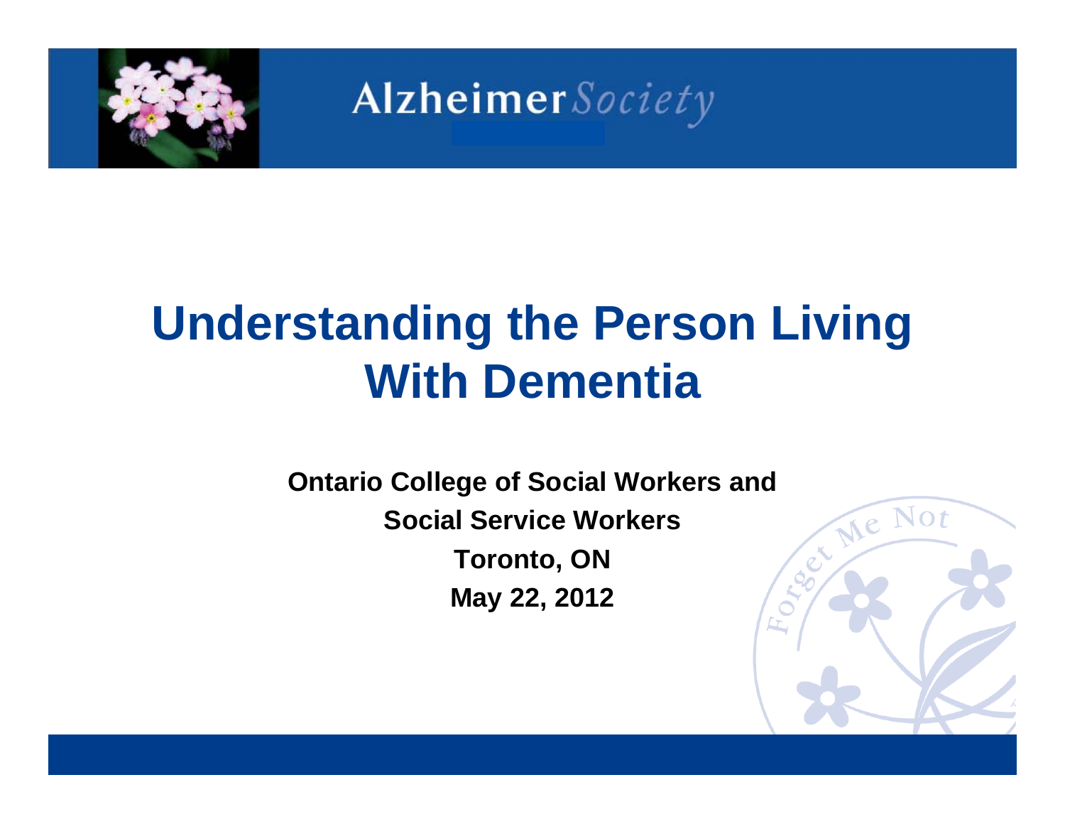Alzheimer Society

# Understanding the Person Living With Dementia

**Ontario College of Social Workers and Social Service Workers**

**Toronto, ON**

**May 22, 2012**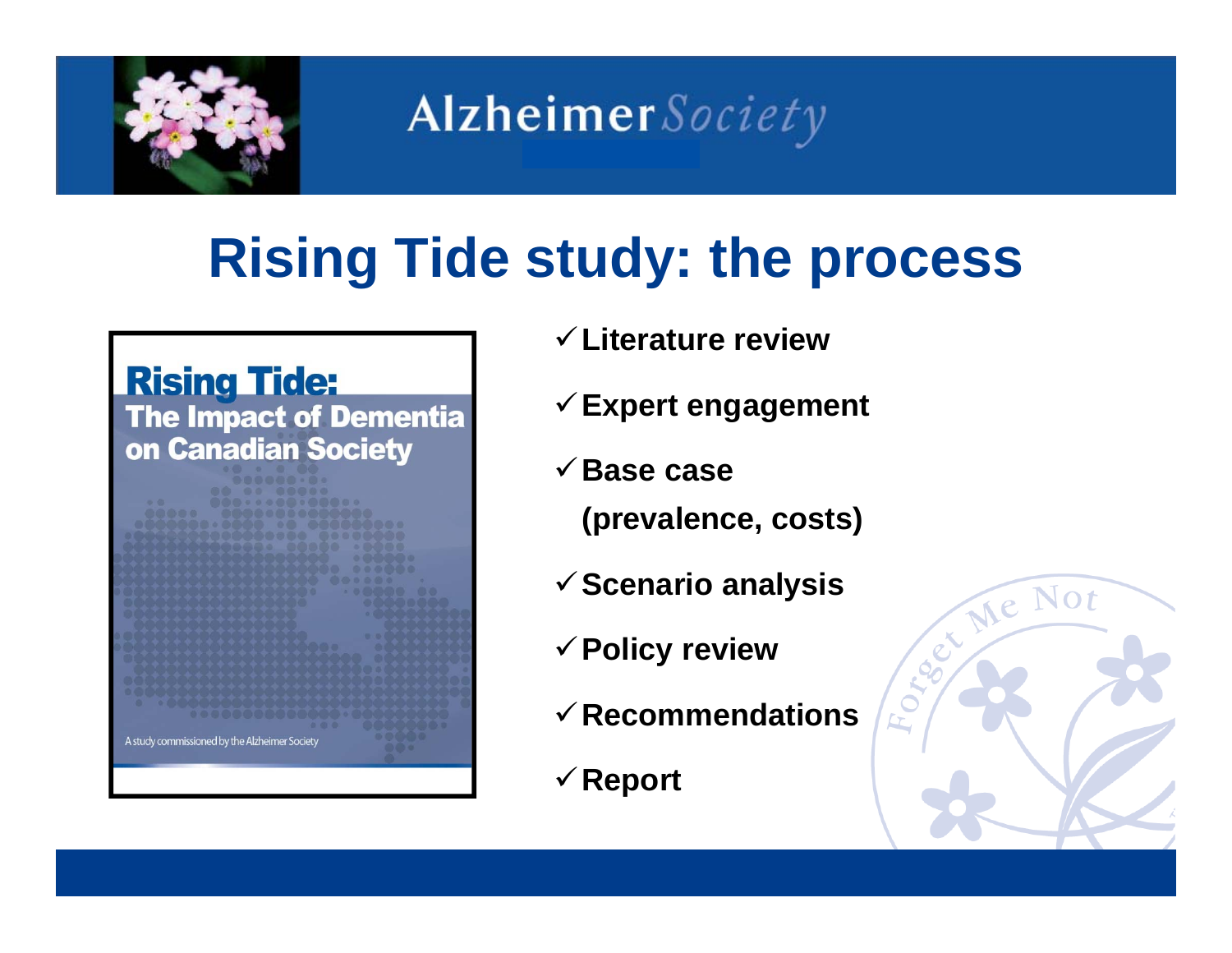# Rising Tide study: the process

**Rising Tide: The Impact of Dementia on Canadian Society**

A study commissioned by the Alzheimer Society

- ✓ **Literature review**
- ✓ **Expert engagement**
- ✓ **Base case (prevalence, costs)**
- ✓ **Scenario analysis**
- ✓ **Policy review**
- ✓ **Recommendations**
- ✓ **Report**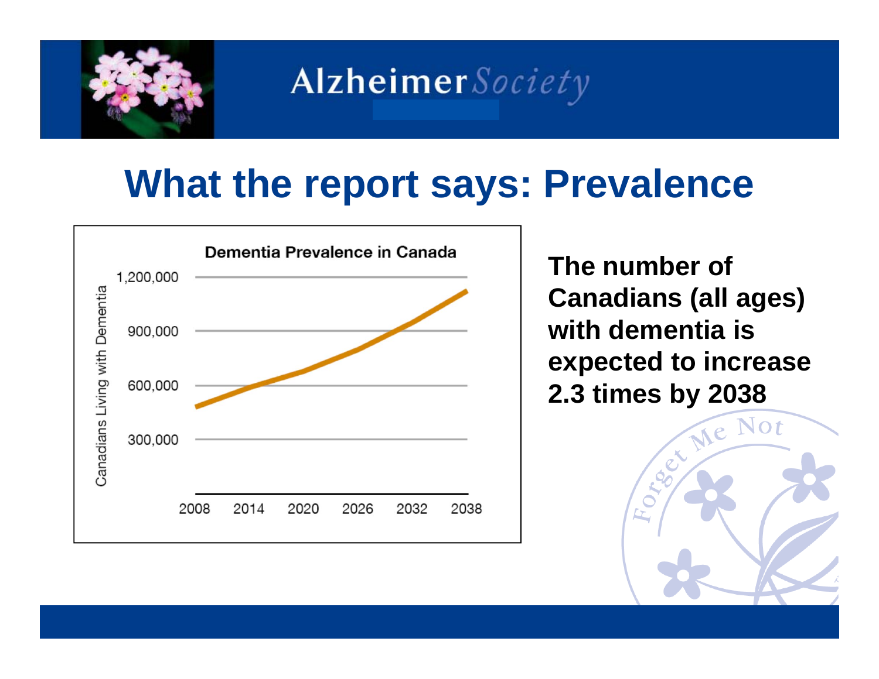# What the report says: Prevalence

**Dementia Prevalence in Canada**

Canadians Living with Dementia

1,200,000
900,000
600,000
300,000

2008 2014 2020 2026 2032 2038

**The number of Canadians (all ages) with dementia is expected to increase 2.3 times by 2038**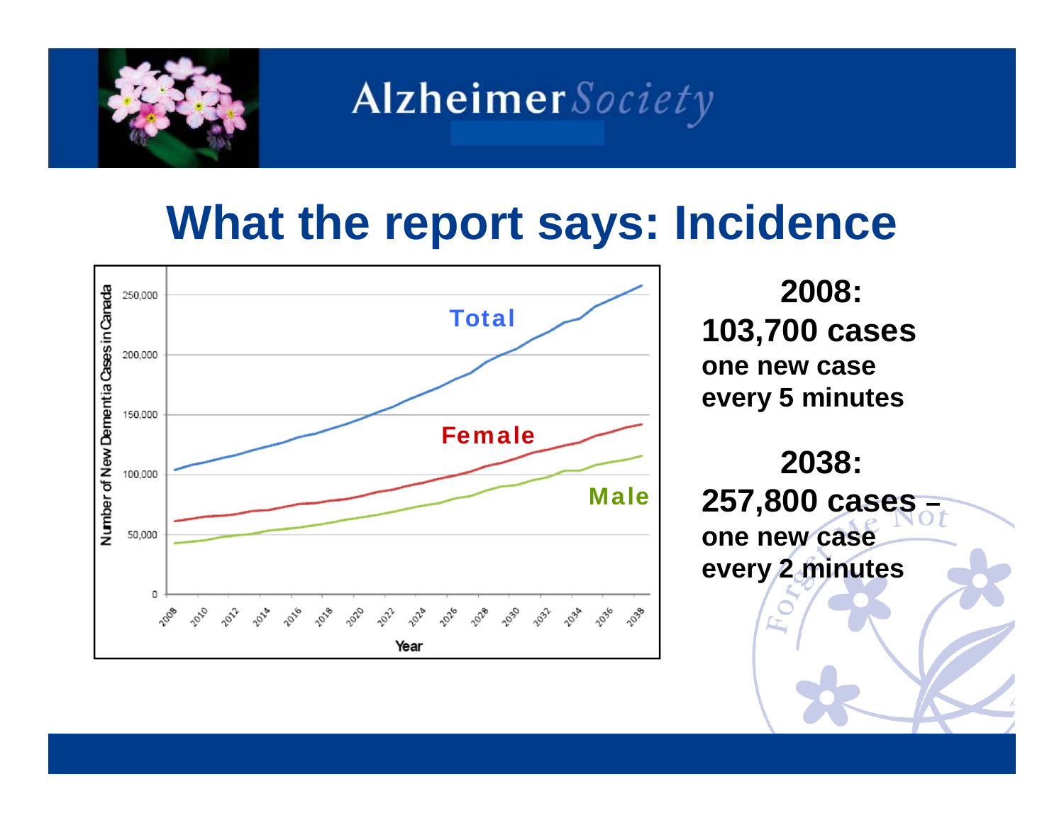# What the report says: Incidence

**2008:**
**103,700 cases**
**one new case every 5 minutes**

**2038:**
**257,800 cases –**
**one new case every 2 minutes**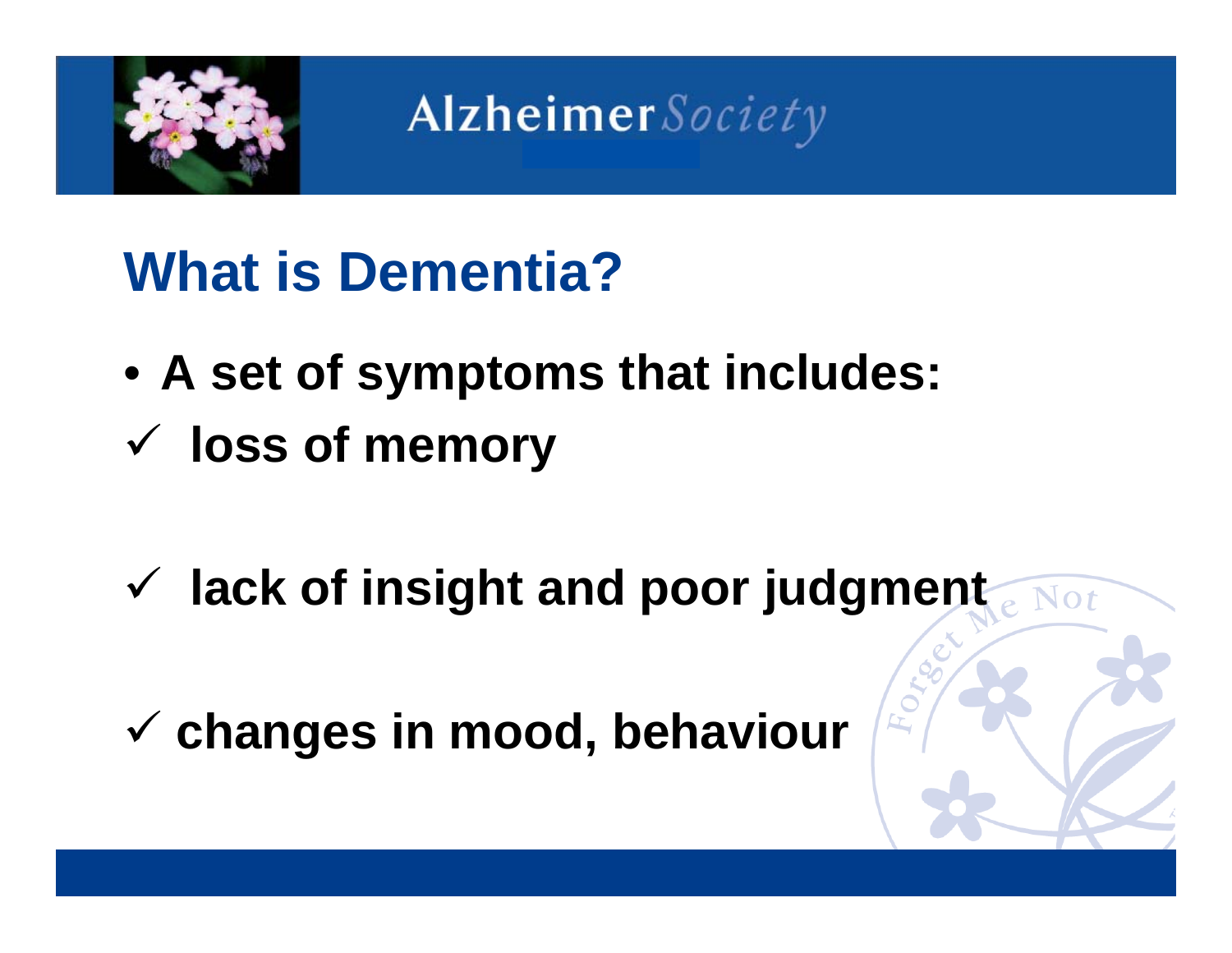Alzheimer Society

# What is Dementia?

- A set of symptoms that includes:
- ✓ loss of memory
- ✓ lack of insight and poor judgment
- ✓ changes in mood, behaviour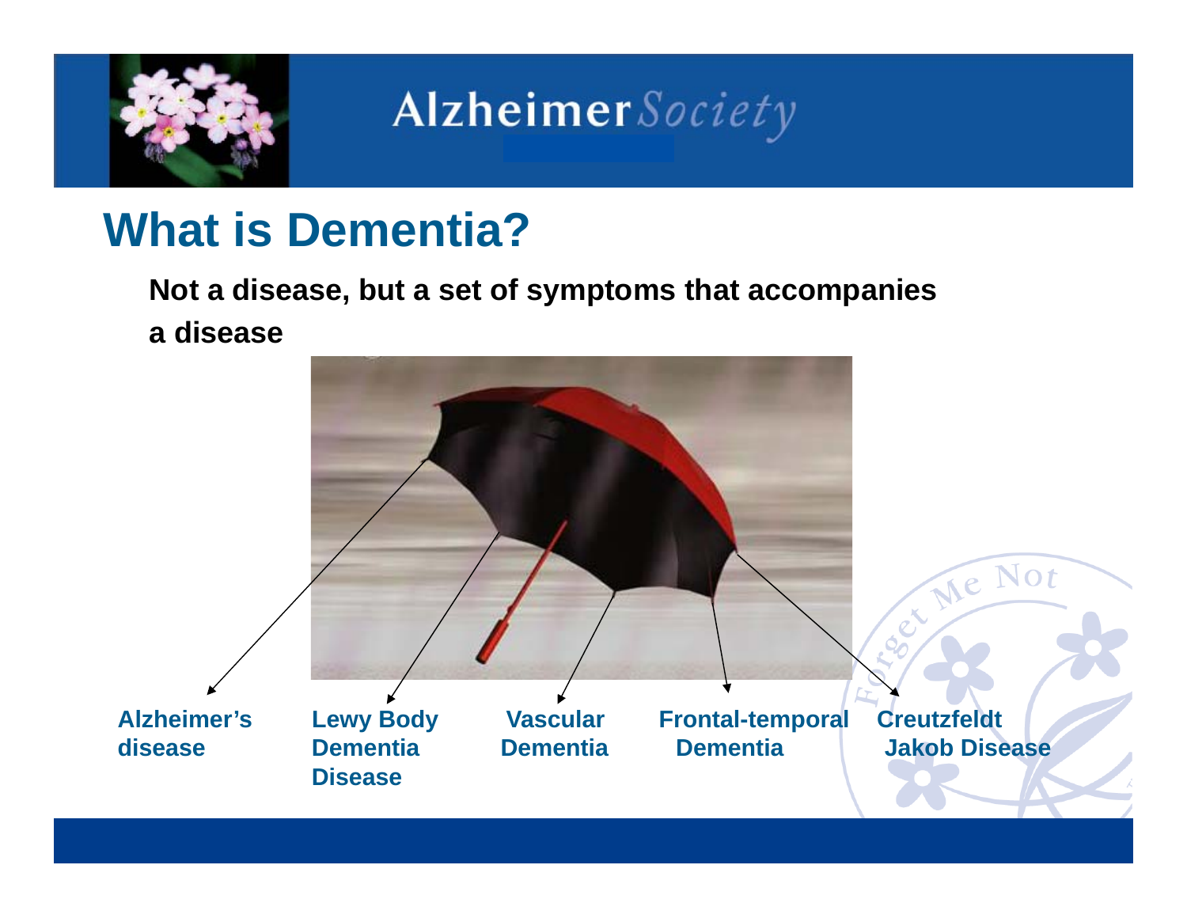# What is Dementia?

**Not a disease, but a set of symptoms that accompanies a disease**

- **Alzheimer's disease**
- **Lewy Body Dementia Disease**
- **Vascular Dementia**
- **Frontal-temporal Dementia**
- **Creutzfeldt Jakob Disease**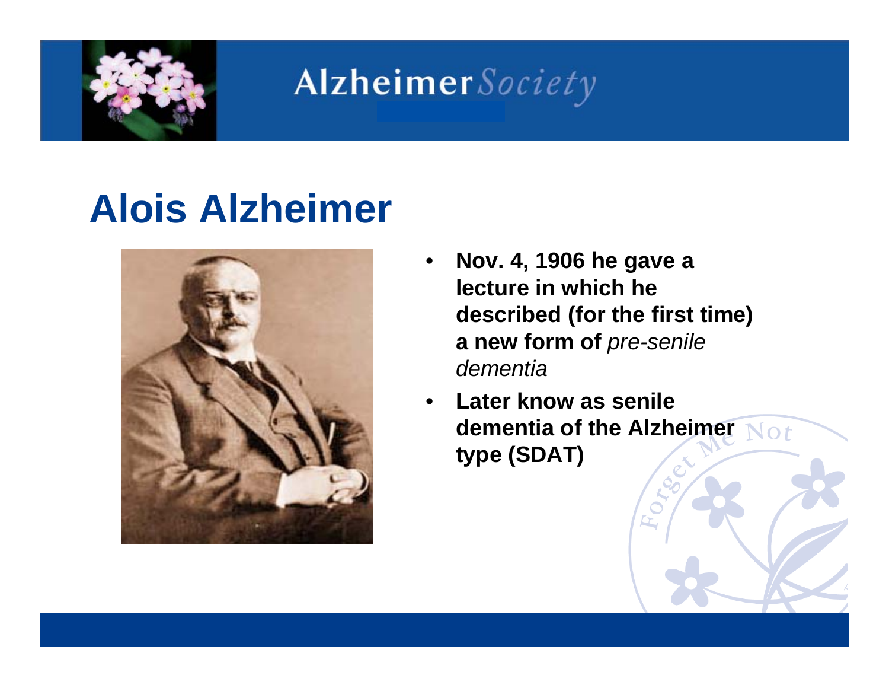# Alois Alzheimer

- **Nov. 4, 1906 he gave a lecture in which he described (for the first time) a new form of** *pre-senile dementia*
- **Later know as senile dementia of the Alzheimer type (SDAT)**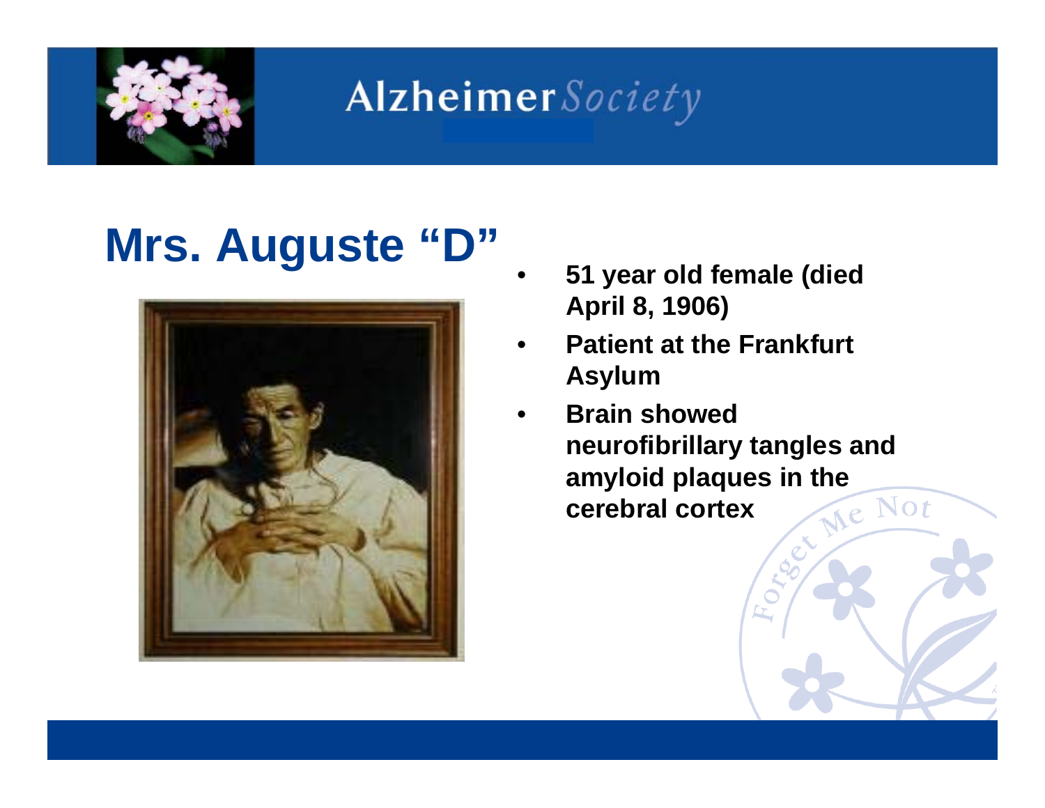# Mrs. Auguste "D"

- 51 year old female (died April 8, 1906)
- Patient at the Frankfurt Asylum
- Brain showed neurofibrillary tangles and amyloid plaques in the cerebral cortex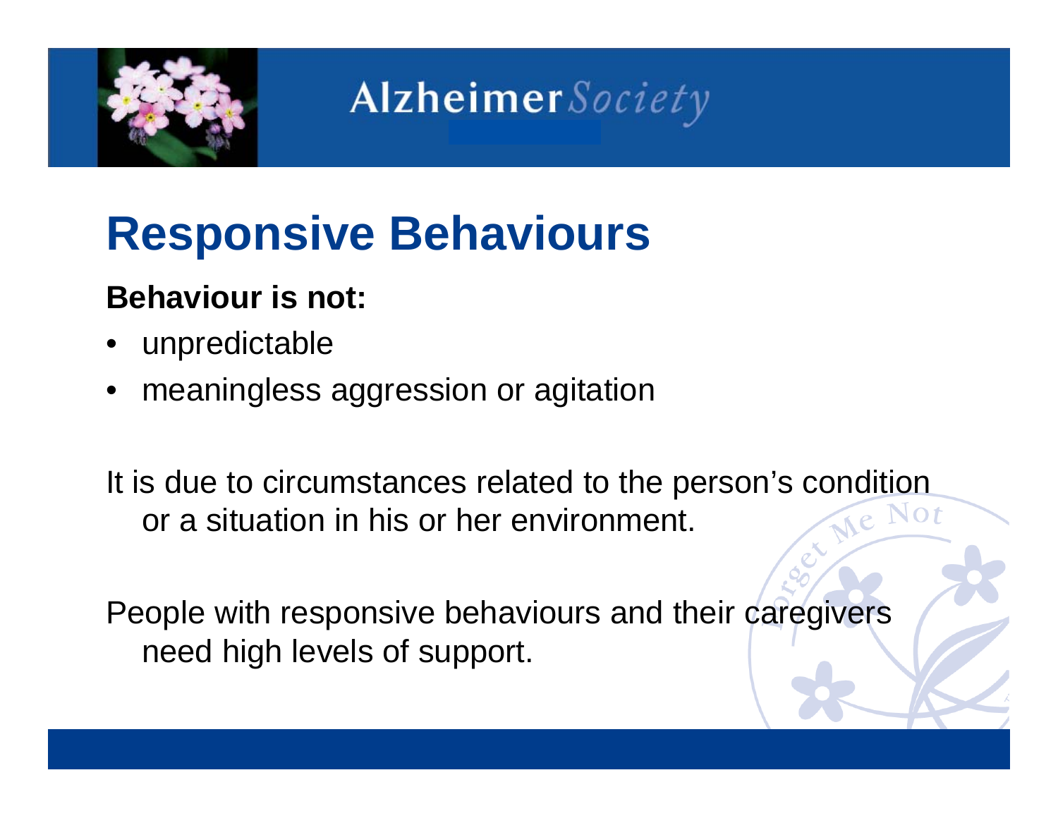# Responsive Behaviours

**Behaviour is not:**

- unpredictable
- meaningless aggression or agitation

It is due to circumstances related to the person's condition or a situation in his or her environment.

People with responsive behaviours and their caregivers need high levels of support.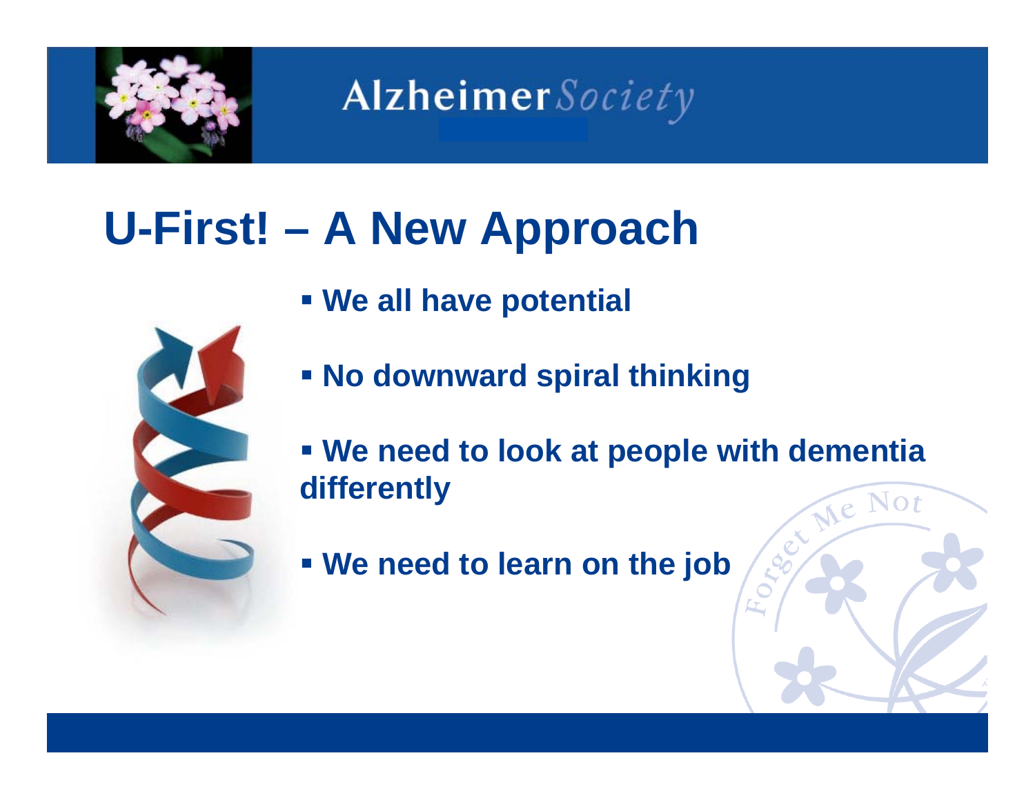# U-First! – A New Approach

- We all have potential
- No downward spiral thinking
- We need to look at people with dementia differently
- We need to learn on the job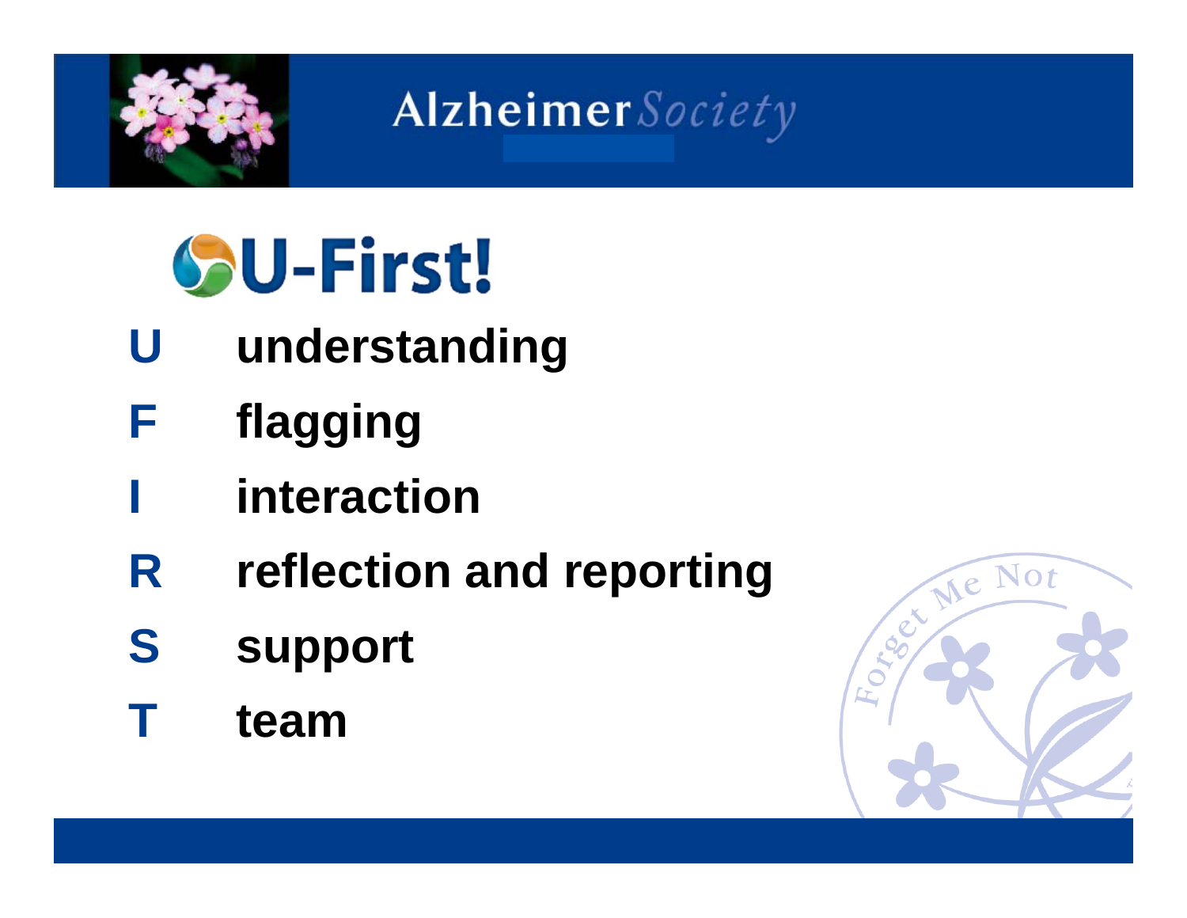# U-First!

- **U** understanding
- **F** flagging
- **I** interaction
- **R** reflection and reporting
- **S** support
- **T** team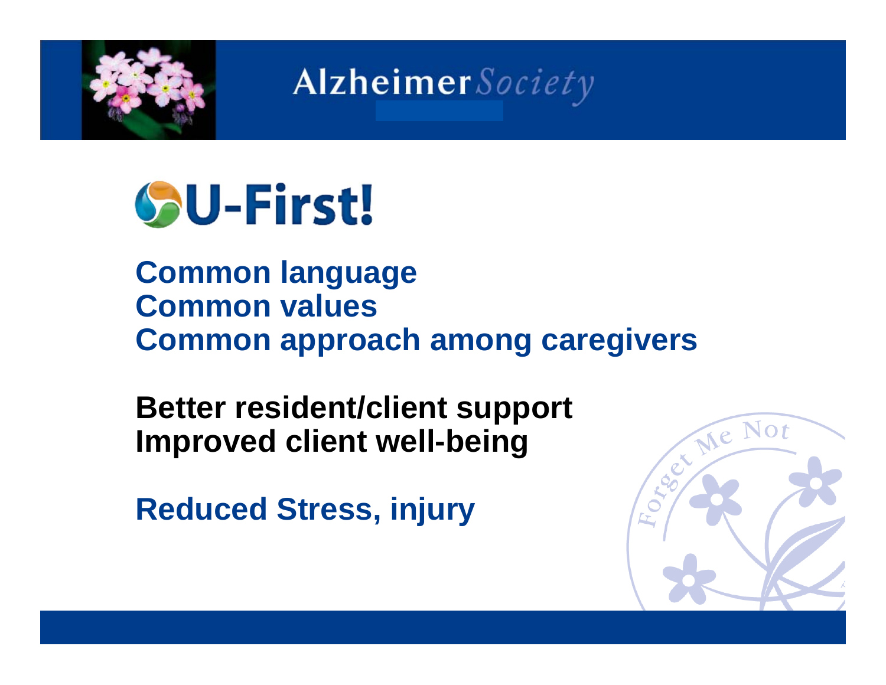# U-First!

**Common language**
**Common values**
**Common approach among caregivers**

**Better resident/client support**
**Improved client well-being**

**Reduced Stress, injury**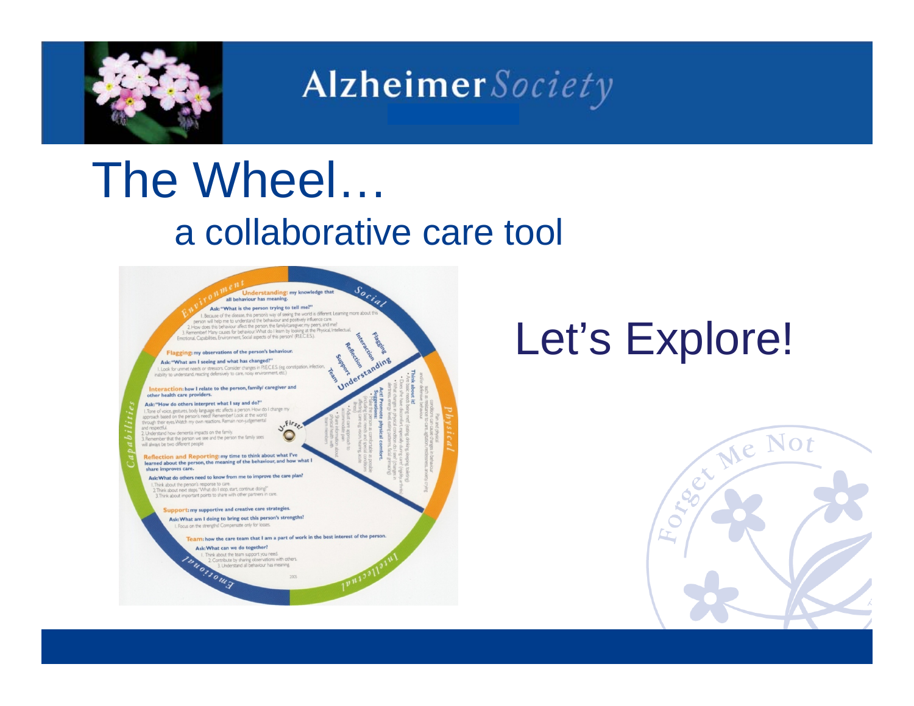# The Wheel…

## a collaborative care tool

Let's Explore!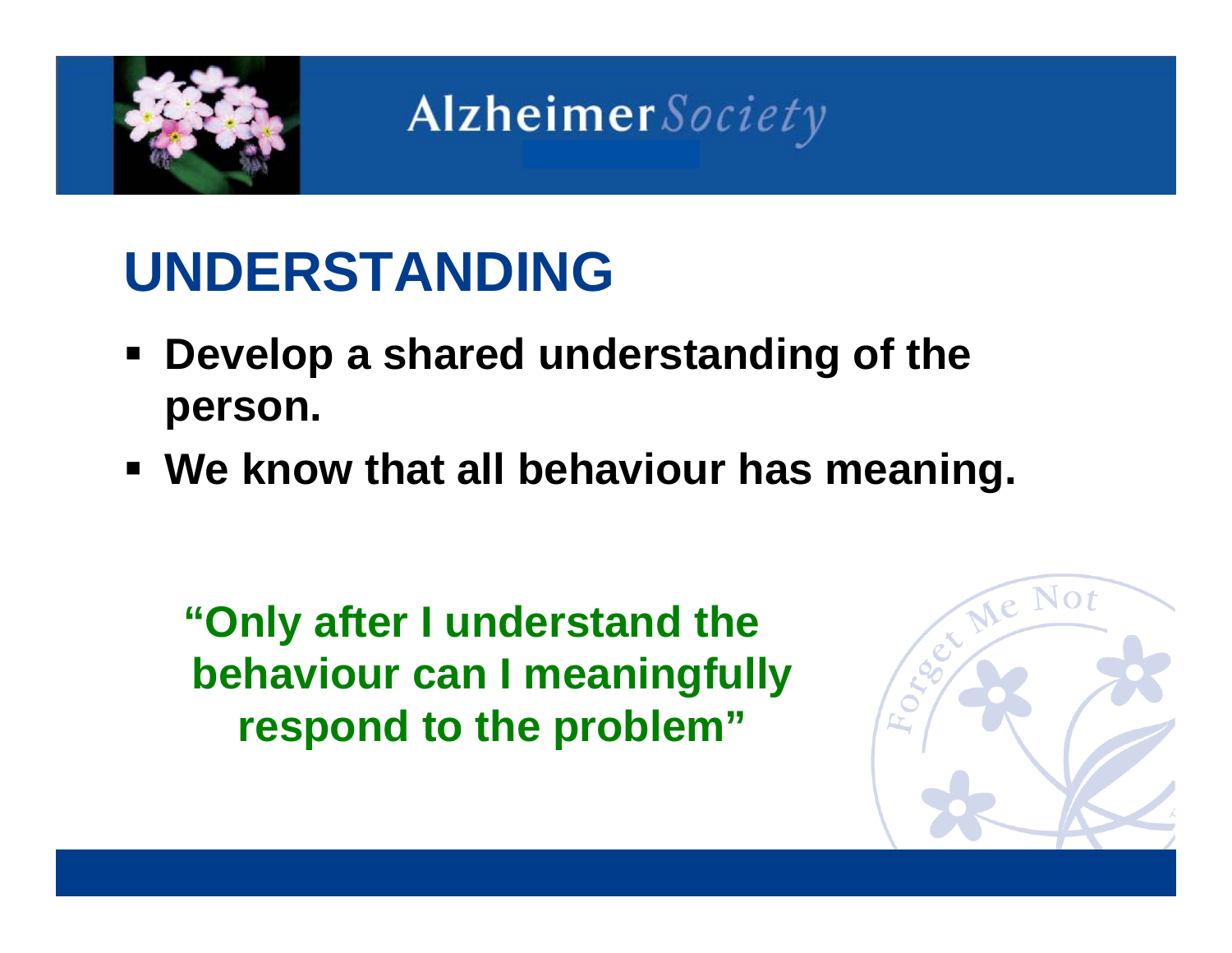# UNDERSTANDING

- **Develop a shared understanding of the person.**
- **We know that all behaviour has meaning.**

**"Only after I understand the behaviour can I meaningfully respond to the problem"**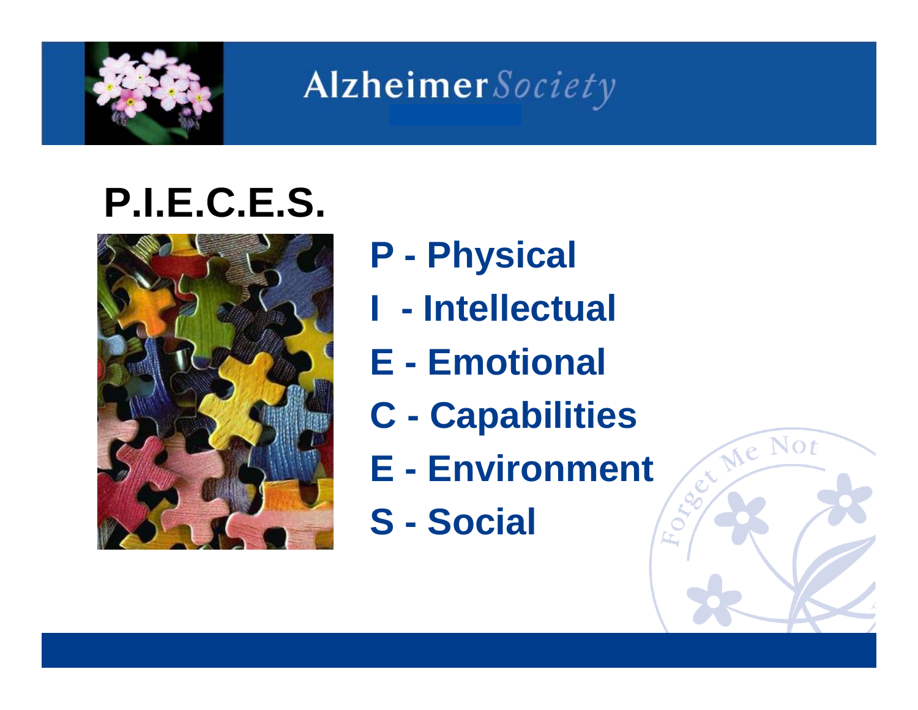# P.I.E.C.E.S.

- **P - Physical**
- **I - Intellectual**
- **E - Emotional**
- **C - Capabilities**
- **E - Environment**
- **S - Social**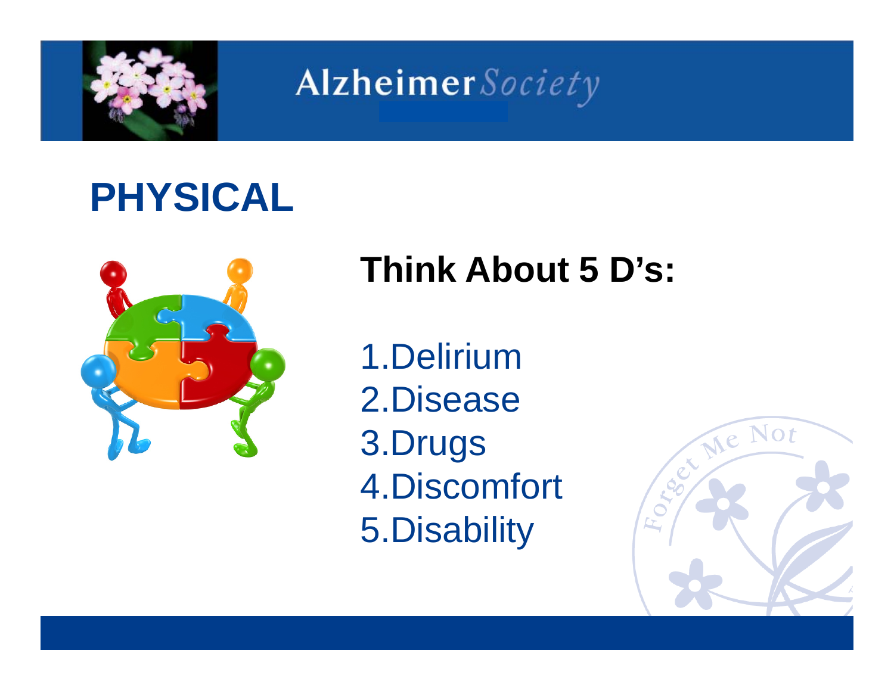# PHYSICAL

## Think About 5 D's:

1. Delirium
2. Disease
3. Drugs
4. Discomfort
5. Disability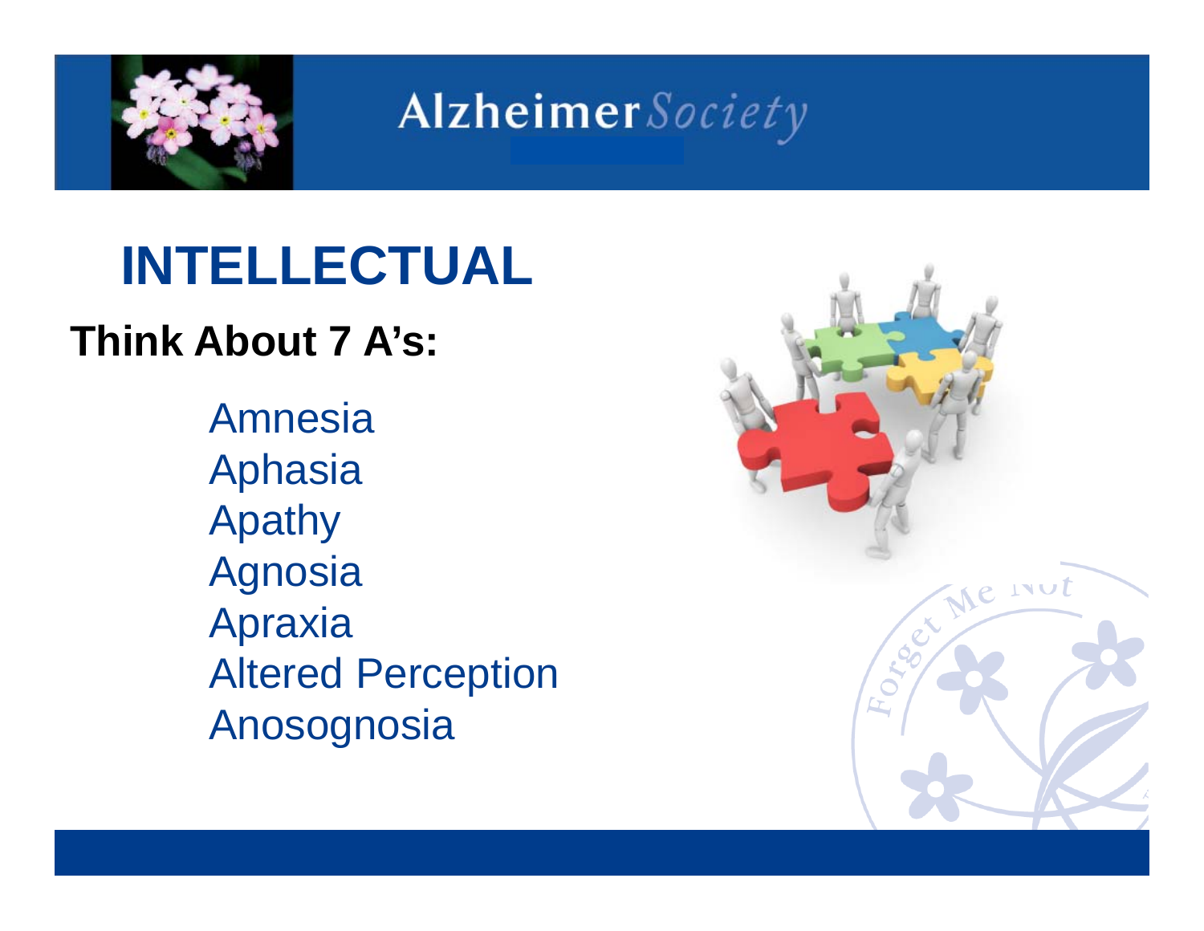# INTELLECTUAL

**Think About 7 A's:**

- Amnesia
- Aphasia
- Apathy
- Agnosia
- Apraxia
- Altered Perception
- Anosognosia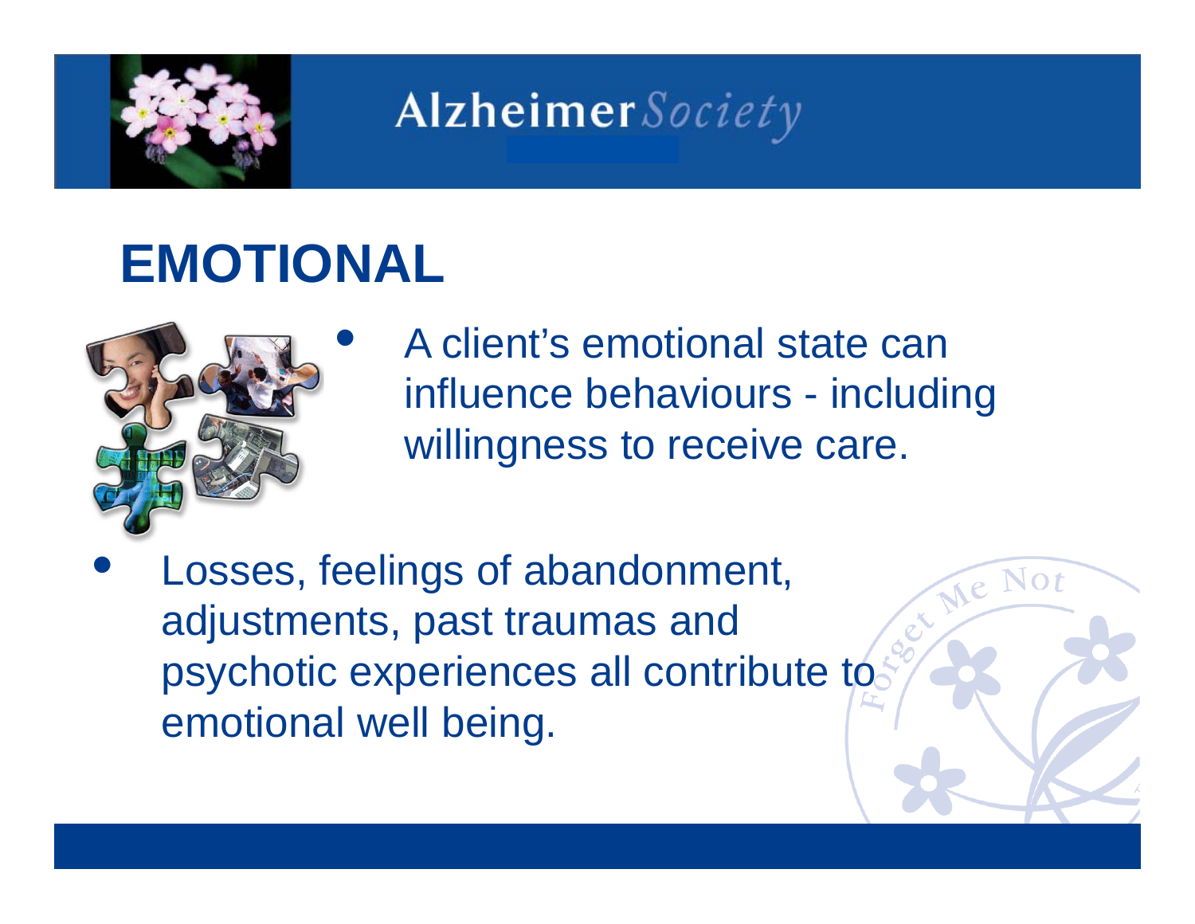# EMOTIONAL

- A client's emotional state can influence behaviours - including willingness to receive care.
- Losses, feelings of abandonment, adjustments, past traumas and psychotic experiences all contribute to emotional well being.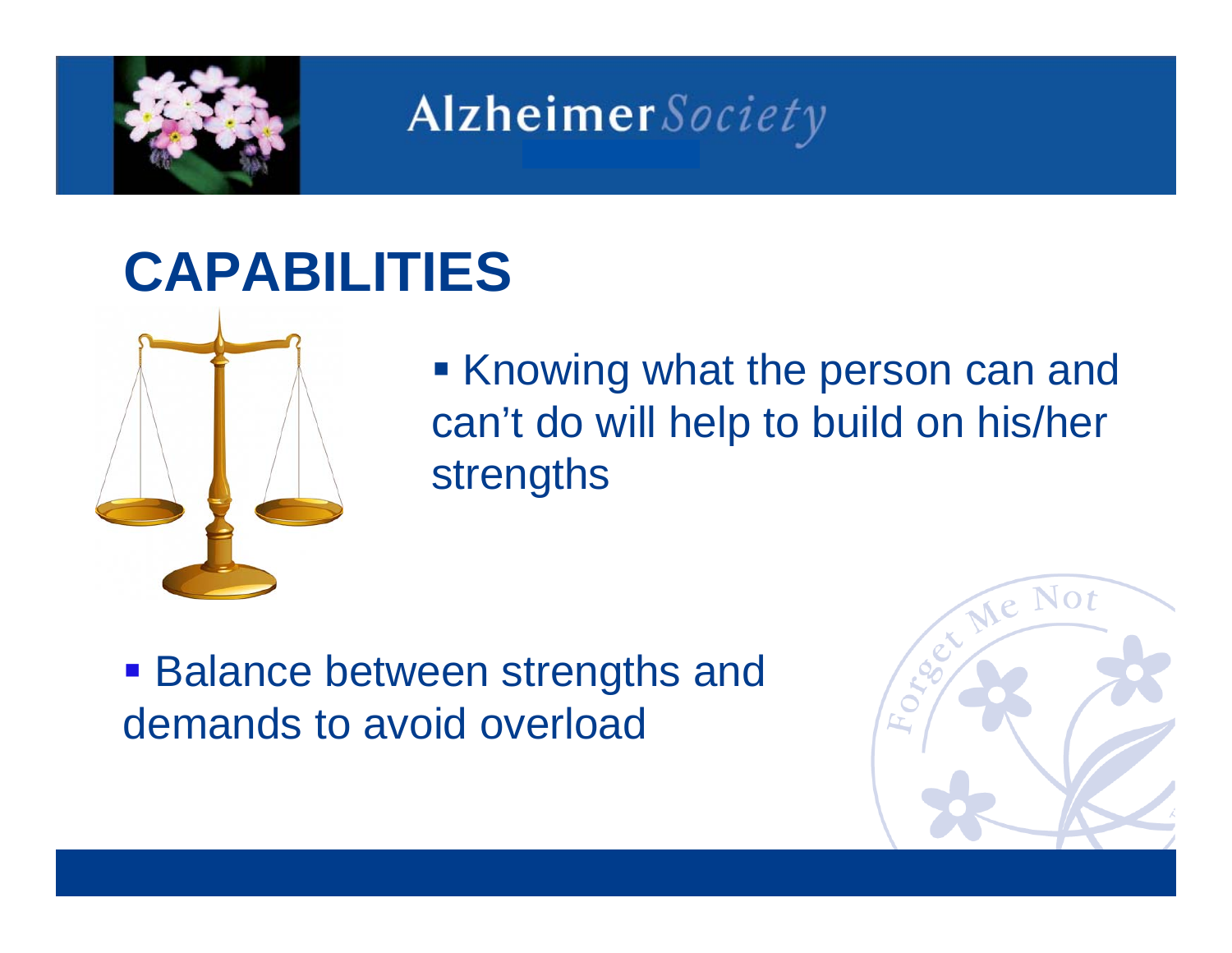# CAPABILITIES

- Knowing what the person can and can't do will help to build on his/her strengths

- Balance between strengths and demands to avoid overload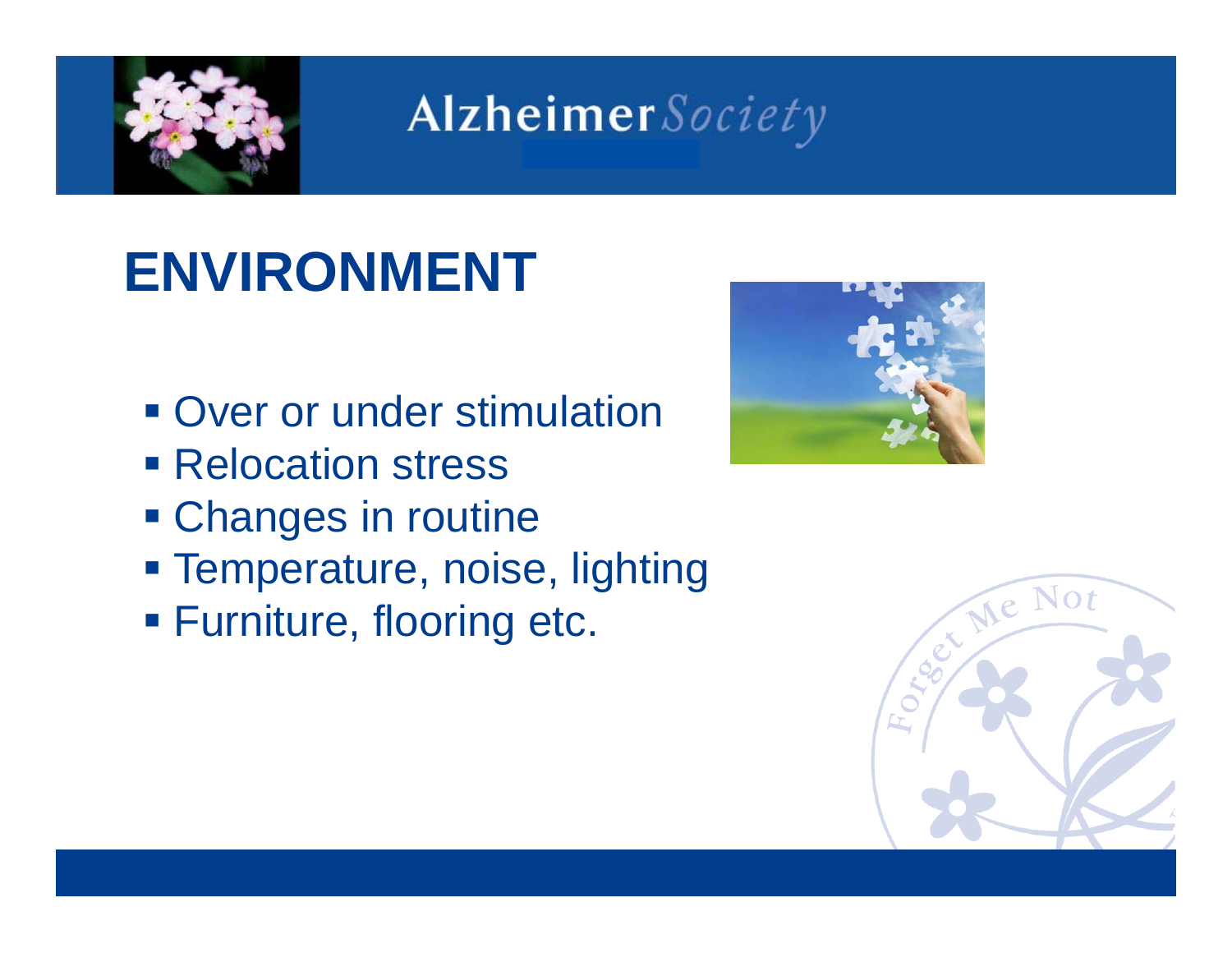# ENVIRONMENT

- Over or under stimulation
- Relocation stress
- Changes in routine
- Temperature, noise, lighting
- Furniture, flooring etc.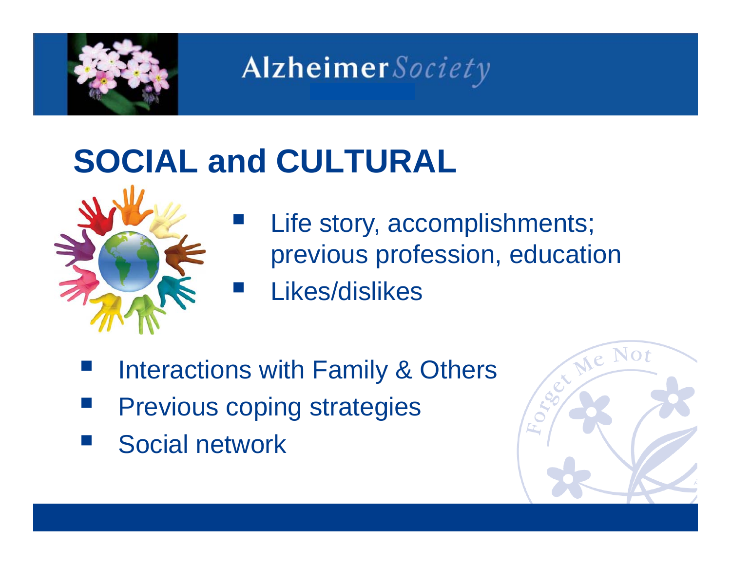Alzheimer Society

# SOCIAL and CULTURAL

- Life story, accomplishments; previous profession, education
- Likes/dislikes

- Interactions with Family & Others
- Previous coping strategies
- Social network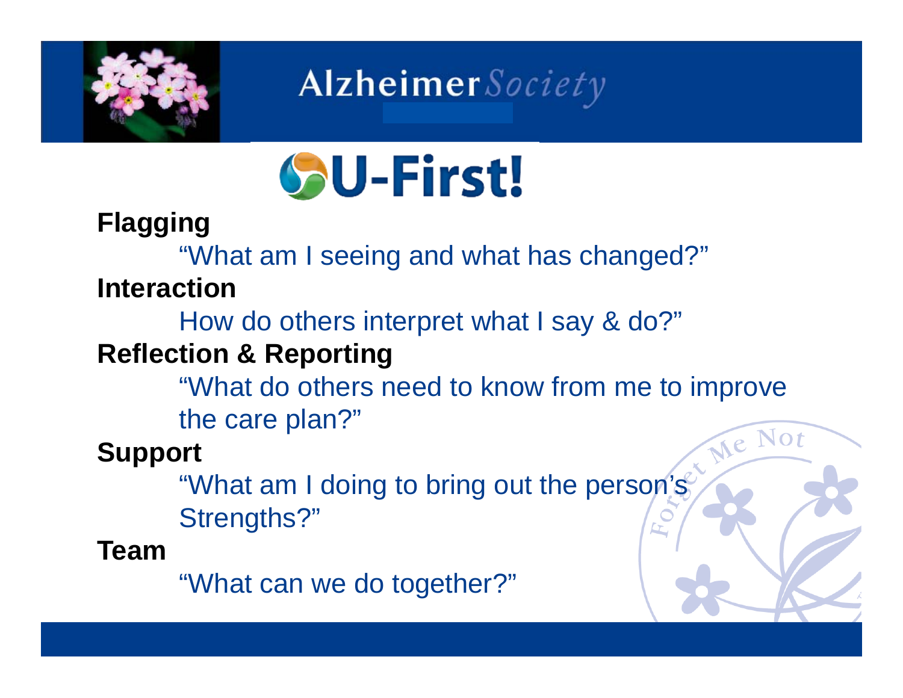Alzheimer Society

# U-First!

**Flagging**

"What am I seeing and what has changed?"

**Interaction**

How do others interpret what I say & do?"

**Reflection & Reporting**

"What do others need to know from me to improve the care plan?"

**Support**

"What am I doing to bring out the person's Strengths?"

**Team**

"What can we do together?"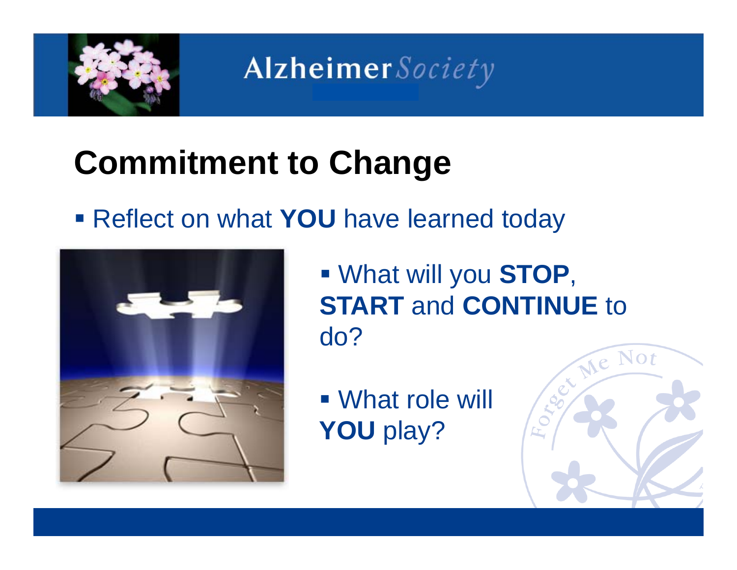Alzheimer*Society*

# Commitment to Change

- Reflect on what **YOU** have learned today
  - What will you **STOP**, **START** and **CONTINUE** to do?
  - What role will **YOU** play?